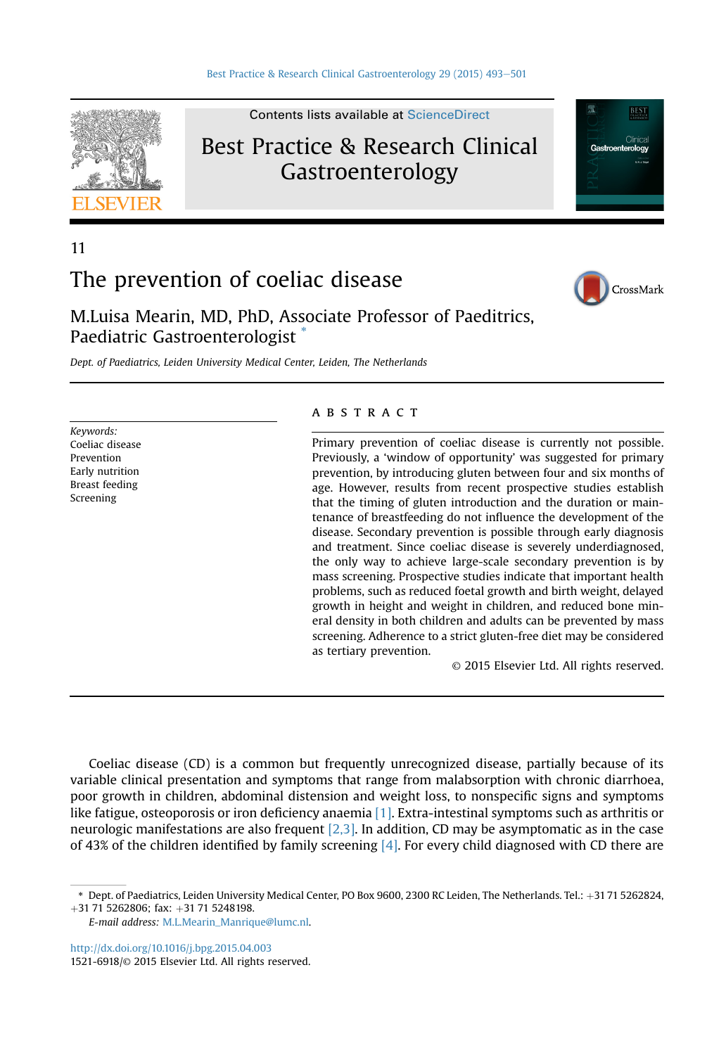11

# The prevention of coeliac disease

## M.Luisa Mearin, MD, PhD, Associate Professor of Paeditrics, Paediatric Gastroenterologist *

*Dept. of Paediatrics, Leiden University Medical Center, Leiden, The Netherlands*

*Keywords:*
Coeliac disease
Prevention
Early nutrition
Breast feeding
Screening

## ABSTRACT

Primary prevention of coeliac disease is currently not possible. Previously, a 'window of opportunity' was suggested for primary prevention, by introducing gluten between four and six months of age. However, results from recent prospective studies establish that the timing of gluten introduction and the duration or maintenance of breastfeeding do not influence the development of the disease. Secondary prevention is possible through early diagnosis and treatment. Since coeliac disease is severely underdiagnosed, the only way to achieve large-scale secondary prevention is by mass screening. Prospective studies indicate that important health problems, such as reduced foetal growth and birth weight, delayed growth in height and weight in children, and reduced bone mineral density in both children and adults can be prevented by mass screening. Adherence to a strict gluten-free diet may be considered as tertiary prevention.

© 2015 Elsevier Ltd. All rights reserved.

Coeliac disease (CD) is a common but frequently unrecognized disease, partially because of its variable clinical presentation and symptoms that range from malabsorption with chronic diarrhoea, poor growth in children, abdominal distension and weight loss, to nonspecific signs and symptoms like fatigue, osteoporosis or iron deficiency anaemia [1]. Extra-intestinal symptoms such as arthritis or neurologic manifestations are also frequent [2,3]. In addition, CD may be asymptomatic as in the case of 43% of the children identified by family screening [4]. For every child diagnosed with CD there are

* Dept. of Paediatrics, Leiden University Medical Center, PO Box 9600, 2300 RC Leiden, The Netherlands. Tel.: +31 71 5262824, +31 71 5262806; fax: +31 71 5248198.
*E-mail address:* M.L.Mearin_Manrique@lumc.nl.

http://dx.doi.org/10.1016/j.bpg.2015.04.003
1521-6918/© 2015 Elsevier Ltd. All rights reserved.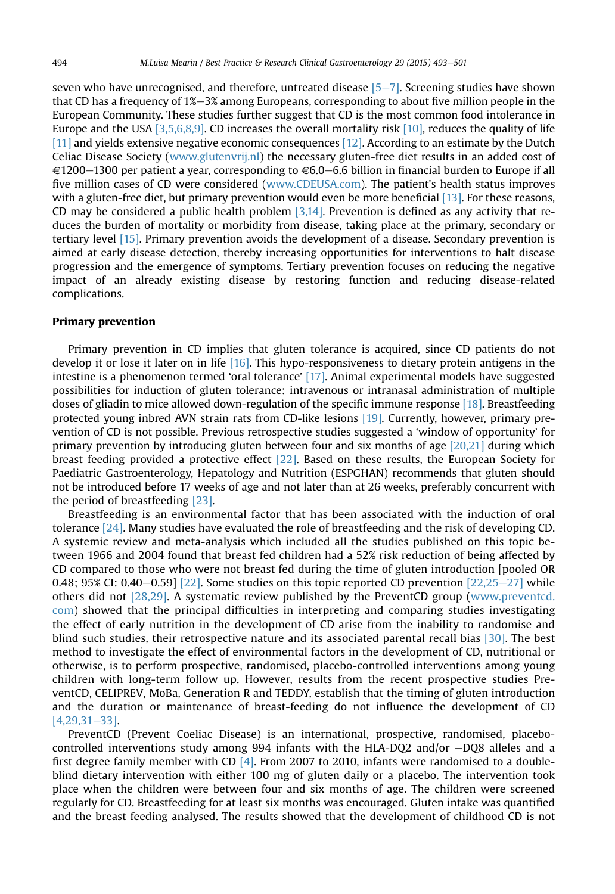seven who have unrecognised, and therefore, untreated disease [5–7]. Screening studies have shown that CD has a frequency of 1%–3% among Europeans, corresponding to about five million people in the European Community. These studies further suggest that CD is the most common food intolerance in Europe and the USA [3,5,6,8,9]. CD increases the overall mortality risk [10], reduces the quality of life [11] and yields extensive negative economic consequences [12]. According to an estimate by the Dutch Celiac Disease Society (www.glutenvrij.nl) the necessary gluten-free diet results in an added cost of €1200–1300 per patient a year, corresponding to €6.0–6.6 billion in financial burden to Europe if all five million cases of CD were considered (www.CDEUSA.com). The patient's health status improves with a gluten-free diet, but primary prevention would even be more beneficial [13]. For these reasons, CD may be considered a public health problem [3,14]. Prevention is defined as any activity that reduces the burden of mortality or morbidity from disease, taking place at the primary, secondary or tertiary level [15]. Primary prevention avoids the development of a disease. Secondary prevention is aimed at early disease detection, thereby increasing opportunities for interventions to halt disease progression and the emergence of symptoms. Tertiary prevention focuses on reducing the negative impact of an already existing disease by restoring function and reducing disease-related complications.

## Primary prevention

Primary prevention in CD implies that gluten tolerance is acquired, since CD patients do not develop it or lose it later on in life [16]. This hypo-responsiveness to dietary protein antigens in the intestine is a phenomenon termed 'oral tolerance' [17]. Animal experimental models have suggested possibilities for induction of gluten tolerance: intravenous or intranasal administration of multiple doses of gliadin to mice allowed down-regulation of the specific immune response [18]. Breastfeeding protected young inbred AVN strain rats from CD-like lesions [19]. Currently, however, primary prevention of CD is not possible. Previous retrospective studies suggested a 'window of opportunity' for primary prevention by introducing gluten between four and six months of age [20,21] during which breast feeding provided a protective effect [22]. Based on these results, the European Society for Paediatric Gastroenterology, Hepatology and Nutrition (ESPGHAN) recommends that gluten should not be introduced before 17 weeks of age and not later than at 26 weeks, preferably concurrent with the period of breastfeeding [23].

Breastfeeding is an environmental factor that has been associated with the induction of oral tolerance [24]. Many studies have evaluated the role of breastfeeding and the risk of developing CD. A systemic review and meta-analysis which included all the studies published on this topic between 1966 and 2004 found that breast fed children had a 52% risk reduction of being affected by CD compared to those who were not breast fed during the time of gluten introduction [pooled OR 0.48; 95% CI: 0.40–0.59] [22]. Some studies on this topic reported CD prevention [22,25–27] while others did not [28,29]. A systematic review published by the PreventCD group (www.preventcd.com) showed that the principal difficulties in interpreting and comparing studies investigating the effect of early nutrition in the development of CD arise from the inability to randomise and blind such studies, their retrospective nature and its associated parental recall bias [30]. The best method to investigate the effect of environmental factors in the development of CD, nutritional or otherwise, is to perform prospective, randomised, placebo-controlled interventions among young children with long-term follow up. However, results from the recent prospective studies PreventCD, CELIPREV, MoBa, Generation R and TEDDY, establish that the timing of gluten introduction and the duration or maintenance of breast-feeding do not influence the development of CD [4,29,31–33].

PreventCD (Prevent Coeliac Disease) is an international, prospective, randomised, placebo-controlled interventions study among 994 infants with the HLA-DQ2 and/or −DQ8 alleles and a first degree family member with CD [4]. From 2007 to 2010, infants were randomised to a double-blind dietary intervention with either 100 mg of gluten daily or a placebo. The intervention took place when the children were between four and six months of age. The children were screened regularly for CD. Breastfeeding for at least six months was encouraged. Gluten intake was quantified and the breast feeding analysed. The results showed that the development of childhood CD is not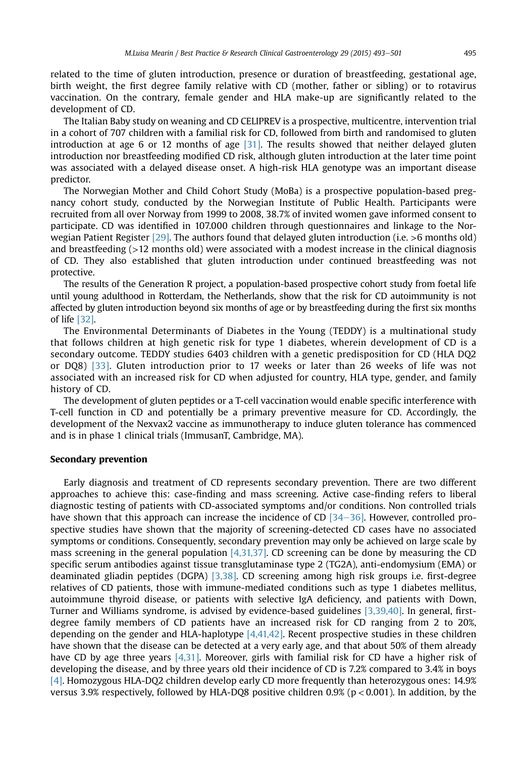related to the time of gluten introduction, presence or duration of breastfeeding, gestational age, birth weight, the first degree family relative with CD (mother, father or sibling) or to rotavirus vaccination. On the contrary, female gender and HLA make-up are significantly related to the development of CD.

The Italian Baby study on weaning and CD CELIPREV is a prospective, multicentre, intervention trial in a cohort of 707 children with a familial risk for CD, followed from birth and randomised to gluten introduction at age 6 or 12 months of age [31]. The results showed that neither delayed gluten introduction nor breastfeeding modified CD risk, although gluten introduction at the later time point was associated with a delayed disease onset. A high-risk HLA genotype was an important disease predictor.

The Norwegian Mother and Child Cohort Study (MoBa) is a prospective population-based pregnancy cohort study, conducted by the Norwegian Institute of Public Health. Participants were recruited from all over Norway from 1999 to 2008, 38.7% of invited women gave informed consent to participate. CD was identified in 107.000 children through questionnaires and linkage to the Norwegian Patient Register [29]. The authors found that delayed gluten introduction (i.e. >6 months old) and breastfeeding (>12 months old) were associated with a modest increase in the clinical diagnosis of CD. They also established that gluten introduction under continued breastfeeding was not protective.

The results of the Generation R project, a population-based prospective cohort study from foetal life until young adulthood in Rotterdam, the Netherlands, show that the risk for CD autoimmunity is not affected by gluten introduction beyond six months of age or by breastfeeding during the first six months of life [32].

The Environmental Determinants of Diabetes in the Young (TEDDY) is a multinational study that follows children at high genetic risk for type 1 diabetes, wherein development of CD is a secondary outcome. TEDDY studies 6403 children with a genetic predisposition for CD (HLA DQ2 or DQ8) [33]. Gluten introduction prior to 17 weeks or later than 26 weeks of life was not associated with an increased risk for CD when adjusted for country, HLA type, gender, and family history of CD.

The development of gluten peptides or a T-cell vaccination would enable specific interference with T-cell function in CD and potentially be a primary preventive measure for CD. Accordingly, the development of the Nexvax2 vaccine as immunotherapy to induce gluten tolerance has commenced and is in phase 1 clinical trials (ImmusanT, Cambridge, MA).

## Secondary prevention

Early diagnosis and treatment of CD represents secondary prevention. There are two different approaches to achieve this: case-finding and mass screening. Active case-finding refers to liberal diagnostic testing of patients with CD-associated symptoms and/or conditions. Non controlled trials have shown that this approach can increase the incidence of CD [34–36]. However, controlled prospective studies have shown that the majority of screening-detected CD cases have no associated symptoms or conditions. Consequently, secondary prevention may only be achieved on large scale by mass screening in the general population [4,31,37]. CD screening can be done by measuring the CD specific serum antibodies against tissue transglutaminase type 2 (TG2A), anti-endomysium (EMA) or deaminated gliadin peptides (DGPA) [3,38]. CD screening among high risk groups i.e. first-degree relatives of CD patients, those with immune-mediated conditions such as type 1 diabetes mellitus, autoimmune thyroid disease, or patients with selective IgA deficiency, and patients with Down, Turner and Williams syndrome, is advised by evidence-based guidelines [3,39,40]. In general, first-degree family members of CD patients have an increased risk for CD ranging from 2 to 20%, depending on the gender and HLA-haplotype [4,41,42]. Recent prospective studies in these children have shown that the disease can be detected at a very early age, and that about 50% of them already have CD by age three years [4,31]. Moreover, girls with familial risk for CD have a higher risk of developing the disease, and by three years old their incidence of CD is 7.2% compared to 3.4% in boys [4]. Homozygous HLA-DQ2 children develop early CD more frequently than heterozygous ones: 14.9% versus 3.9% respectively, followed by HLA-DQ8 positive children 0.9% ($p < 0.001$). In addition, by the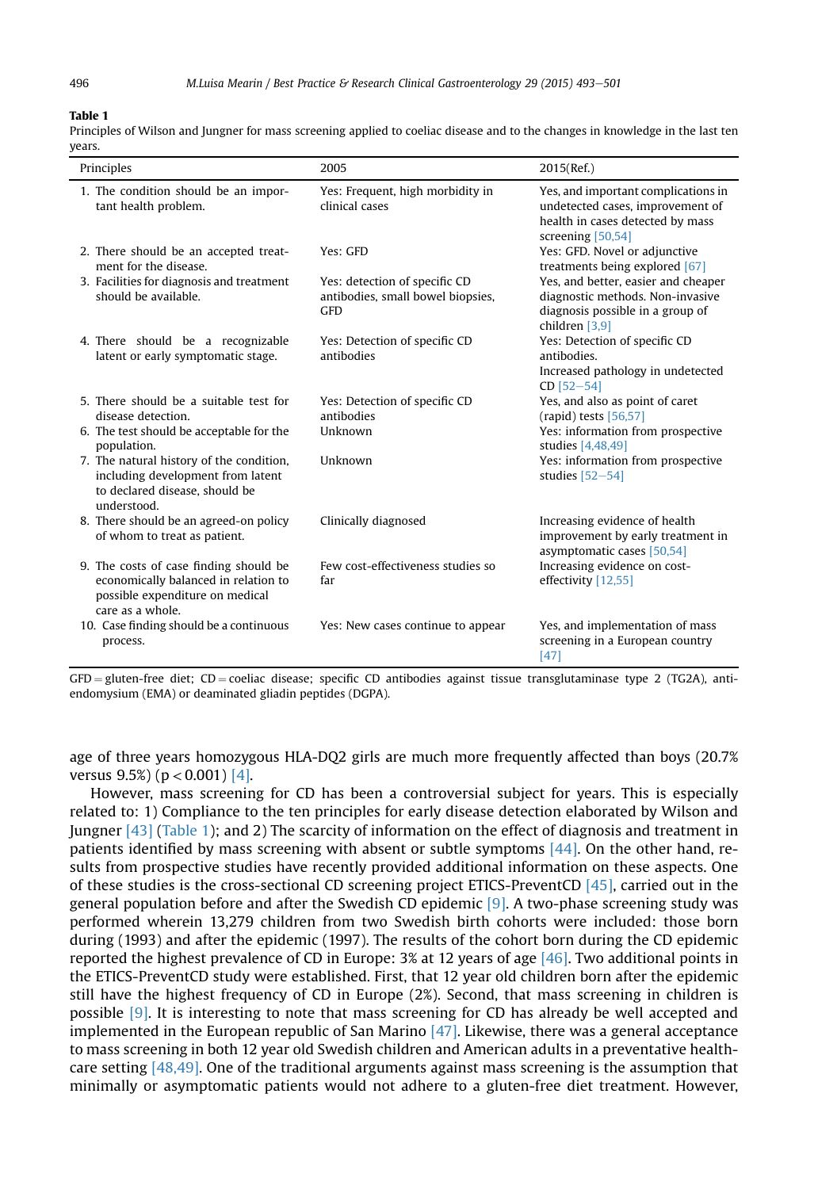**Table 1**
Principles of Wilson and Jungner for mass screening applied to coeliac disease and to the changes in knowledge in the last ten years.

| Principles | 2005 | 2015(Ref.) |
|---|---|---|
| 1. The condition should be an important health problem. | Yes: Frequent, high morbidity in clinical cases | Yes, and important complications in undetected cases, improvement of health in cases detected by mass screening [50,54] |
| 2. There should be an accepted treatment for the disease. | Yes: GFD | Yes: GFD. Novel or adjunctive treatments being explored [67] |
| 3. Facilities for diagnosis and treatment should be available. | Yes: detection of specific CD antibodies, small bowel biopsies, GFD | Yes, and better, easier and cheaper diagnostic methods. Non-invasive diagnosis possible in a group of children [3,9] |
| 4. There should be a recognizable latent or early symptomatic stage. | Yes: Detection of specific CD antibodies | Yes: Detection of specific CD antibodies. Increased pathology in undetected CD [52–54] |
| 5. There should be a suitable test for disease detection. | Yes: Detection of specific CD antibodies | Yes, and also as point of caret (rapid) tests [56,57] |
| 6. The test should be acceptable for the population. | Unknown | Yes: information from prospective studies [4,48,49] |
| 7. The natural history of the condition, including development from latent to declared disease, should be understood. | Unknown | Yes: information from prospective studies [52–54] |
| 8. There should be an agreed-on policy of whom to treat as patient. | Clinically diagnosed | Increasing evidence of health improvement by early treatment in asymptomatic cases [50,54] |
| 9. The costs of case finding should be economically balanced in relation to possible expenditure on medical care as a whole. | Few cost-effectiveness studies so far | Increasing evidence on cost-effectivity [12,55] |
| 10. Case finding should be a continuous process. | Yes: New cases continue to appear | Yes, and implementation of mass screening in a European country [47] |

GFD = gluten-free diet; CD = coeliac disease; specific CD antibodies against tissue transglutaminase type 2 (TG2A), anti-endomysium (EMA) or deaminated gliadin peptides (DGPA).

age of three years homozygous HLA-DQ2 girls are much more frequently affected than boys (20.7% versus 9.5%) ($p < 0.001$) [4].

However, mass screening for CD has been a controversial subject for years. This is especially related to: 1) Compliance to the ten principles for early disease detection elaborated by Wilson and Jungner [43] (Table 1); and 2) The scarcity of information on the effect of diagnosis and treatment in patients identified by mass screening with absent or subtle symptoms [44]. On the other hand, results from prospective studies have recently provided additional information on these aspects. One of these studies is the cross-sectional CD screening project ETICS-PreventCD [45], carried out in the general population before and after the Swedish CD epidemic [9]. A two-phase screening study was performed wherein 13,279 children from two Swedish birth cohorts were included: those born during (1993) and after the epidemic (1997). The results of the cohort born during the CD epidemic reported the highest prevalence of CD in Europe: 3% at 12 years of age [46]. Two additional points in the ETICS-PreventCD study were established. First, that 12 year old children born after the epidemic still have the highest frequency of CD in Europe (2%). Second, that mass screening in children is possible [9]. It is interesting to note that mass screening for CD has already be well accepted and implemented in the European republic of San Marino [47]. Likewise, there was a general acceptance to mass screening in both 12 year old Swedish children and American adults in a preventative healthcare setting [48,49]. One of the traditional arguments against mass screening is the assumption that minimally or asymptomatic patients would not adhere to a gluten-free diet treatment. However,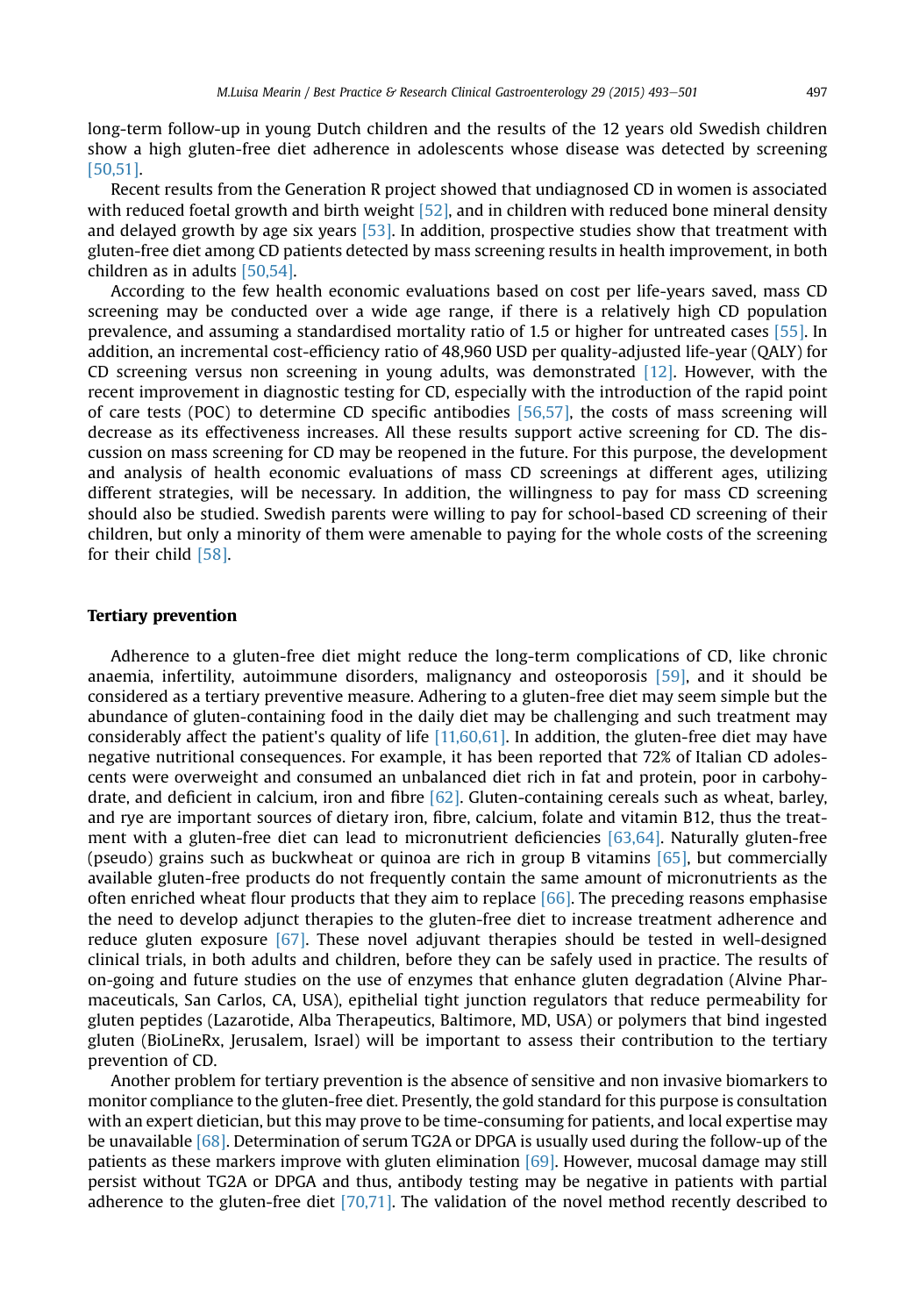long-term follow-up in young Dutch children and the results of the 12 years old Swedish children show a high gluten-free diet adherence in adolescents whose disease was detected by screening [50,51].

Recent results from the Generation R project showed that undiagnosed CD in women is associated with reduced foetal growth and birth weight [52], and in children with reduced bone mineral density and delayed growth by age six years [53]. In addition, prospective studies show that treatment with gluten-free diet among CD patients detected by mass screening results in health improvement, in both children as in adults [50,54].

According to the few health economic evaluations based on cost per life-years saved, mass CD screening may be conducted over a wide age range, if there is a relatively high CD population prevalence, and assuming a standardised mortality ratio of 1.5 or higher for untreated cases [55]. In addition, an incremental cost-efficiency ratio of 48,960 USD per quality-adjusted life-year (QALY) for CD screening versus non screening in young adults, was demonstrated [12]. However, with the recent improvement in diagnostic testing for CD, especially with the introduction of the rapid point of care tests (POC) to determine CD specific antibodies [56,57], the costs of mass screening will decrease as its effectiveness increases. All these results support active screening for CD. The discussion on mass screening for CD may be reopened in the future. For this purpose, the development and analysis of health economic evaluations of mass CD screenings at different ages, utilizing different strategies, will be necessary. In addition, the willingness to pay for mass CD screening should also be studied. Swedish parents were willing to pay for school-based CD screening of their children, but only a minority of them were amenable to paying for the whole costs of the screening for their child [58].

## Tertiary prevention

Adherence to a gluten-free diet might reduce the long-term complications of CD, like chronic anaemia, infertility, autoimmune disorders, malignancy and osteoporosis [59], and it should be considered as a tertiary preventive measure. Adhering to a gluten-free diet may seem simple but the abundance of gluten-containing food in the daily diet may be challenging and such treatment may considerably affect the patient's quality of life [11,60,61]. In addition, the gluten-free diet may have negative nutritional consequences. For example, it has been reported that 72% of Italian CD adolescents were overweight and consumed an unbalanced diet rich in fat and protein, poor in carbohydrate, and deficient in calcium, iron and fibre [62]. Gluten-containing cereals such as wheat, barley, and rye are important sources of dietary iron, fibre, calcium, folate and vitamin B12, thus the treatment with a gluten-free diet can lead to micronutrient deficiencies [63,64]. Naturally gluten-free (pseudo) grains such as buckwheat or quinoa are rich in group B vitamins [65], but commercially available gluten-free products do not frequently contain the same amount of micronutrients as the often enriched wheat flour products that they aim to replace [66]. The preceding reasons emphasise the need to develop adjunct therapies to the gluten-free diet to increase treatment adherence and reduce gluten exposure [67]. These novel adjuvant therapies should be tested in well-designed clinical trials, in both adults and children, before they can be safely used in practice. The results of on-going and future studies on the use of enzymes that enhance gluten degradation (Alvine Pharmaceuticals, San Carlos, CA, USA), epithelial tight junction regulators that reduce permeability for gluten peptides (Lazarotide, Alba Therapeutics, Baltimore, MD, USA) or polymers that bind ingested gluten (BioLineRx, Jerusalem, Israel) will be important to assess their contribution to the tertiary prevention of CD.

Another problem for tertiary prevention is the absence of sensitive and non invasive biomarkers to monitor compliance to the gluten-free diet. Presently, the gold standard for this purpose is consultation with an expert dietician, but this may prove to be time-consuming for patients, and local expertise may be unavailable [68]. Determination of serum TG2A or DPGA is usually used during the follow-up of the patients as these markers improve with gluten elimination [69]. However, mucosal damage may still persist without TG2A or DPGA and thus, antibody testing may be negative in patients with partial adherence to the gluten-free diet [70,71]. The validation of the novel method recently described to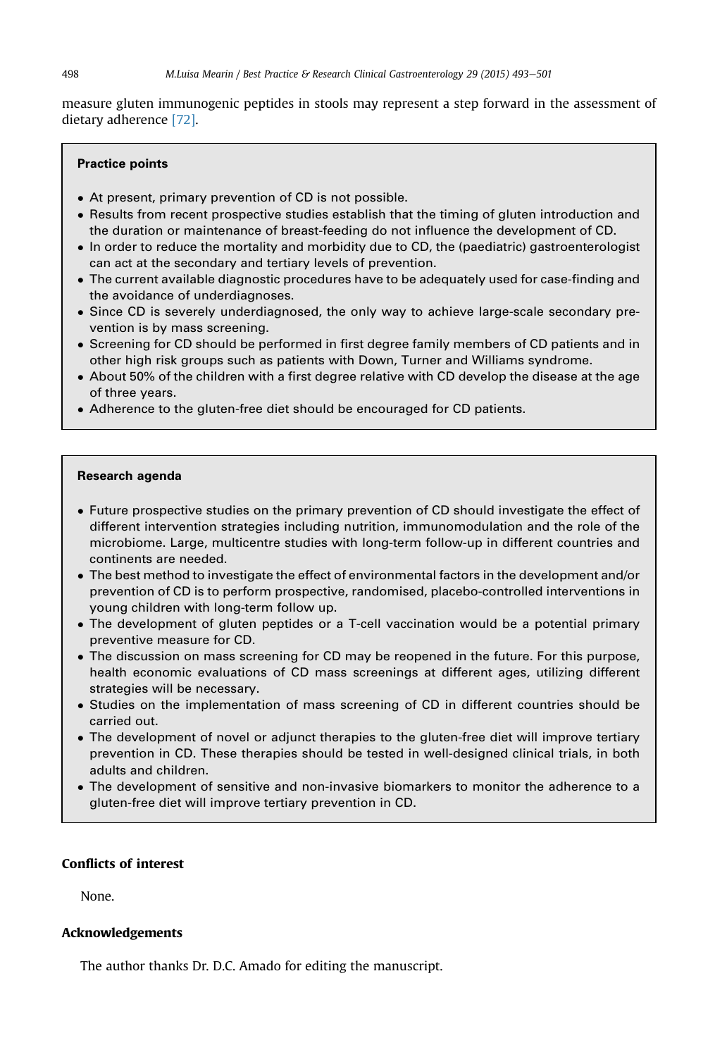measure gluten immunogenic peptides in stools may represent a step forward in the assessment of dietary adherence [72].

**Practice points**

- At present, primary prevention of CD is not possible.
- Results from recent prospective studies establish that the timing of gluten introduction and the duration or maintenance of breast-feeding do not influence the development of CD.
- In order to reduce the mortality and morbidity due to CD, the (paediatric) gastroenterologist can act at the secondary and tertiary levels of prevention.
- The current available diagnostic procedures have to be adequately used for case-finding and the avoidance of underdiagnoses.
- Since CD is severely underdiagnosed, the only way to achieve large-scale secondary prevention is by mass screening.
- Screening for CD should be performed in first degree family members of CD patients and in other high risk groups such as patients with Down, Turner and Williams syndrome.
- About 50% of the children with a first degree relative with CD develop the disease at the age of three years.
- Adherence to the gluten-free diet should be encouraged for CD patients.

**Research agenda**

- Future prospective studies on the primary prevention of CD should investigate the effect of different intervention strategies including nutrition, immunomodulation and the role of the microbiome. Large, multicentre studies with long-term follow-up in different countries and continents are needed.
- The best method to investigate the effect of environmental factors in the development and/or prevention of CD is to perform prospective, randomised, placebo-controlled interventions in young children with long-term follow up.
- The development of gluten peptides or a T-cell vaccination would be a potential primary preventive measure for CD.
- The discussion on mass screening for CD may be reopened in the future. For this purpose, health economic evaluations of CD mass screenings at different ages, utilizing different strategies will be necessary.
- Studies on the implementation of mass screening of CD in different countries should be carried out.
- The development of novel or adjunct therapies to the gluten-free diet will improve tertiary prevention in CD. These therapies should be tested in well-designed clinical trials, in both adults and children.
- The development of sensitive and non-invasive biomarkers to monitor the adherence to a gluten-free diet will improve tertiary prevention in CD.

## Conflicts of interest

None.

## Acknowledgements

The author thanks Dr. D.C. Amado for editing the manuscript.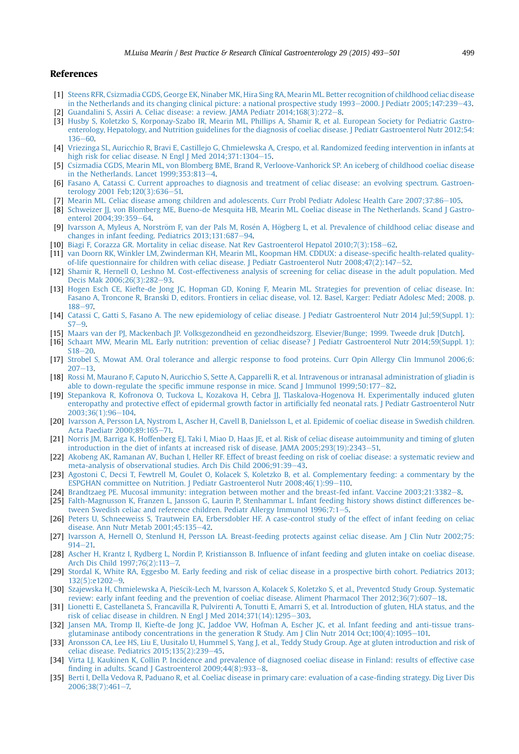## References

[1] Steens RFR, Csizmadia CGDS, George EK, Ninaber MK, Hira Sing RA, Mearin ML. Better recognition of childhood celiac disease in the Netherlands and its changing clinical picture: a national prospective study 1993–2000. J Pediatr 2005;147:239–43.

[2] Guandalini S, Assiri A. Celiac disease: a review. JAMA Pediatr 2014;168(3):272–8.

[3] Husby S, Koletzko S, Korponay-Szabo IR, Mearin ML, Phillips A, Shamir R, et al. European Society for Pediatric Gastroenterology, Hepatology, and Nutrition guidelines for the diagnosis of coeliac disease. J Pediatr Gastroenterol Nutr 2012;54:136–60.

[4] Vriezinga SL, Auricchio R, Bravi E, Castillejo G, Chmielewska A, Crespo, et al. Randomized feeding intervention in infants at high risk for celiac disease. N Engl J Med 2014;371:1304–15.

[5] Csizmadia CGDS, Mearin ML, von Blomberg BME, Brand R, Verloove-Vanhorick SP. An iceberg of childhood coeliac disease in the Netherlands. Lancet 1999;353:813–4.

[6] Fasano A, Catassi C. Current approaches to diagnosis and treatment of celiac disease: an evolving spectrum. Gastroenterology 2001 Feb;120(3):636–51.

[7] Mearin ML. Celiac disease among children and adolescents. Curr Probl Pediatr Adolesc Health Care 2007;37:86–105.

[8] Schweizer JJ, von Blomberg ME, Bueno-de Mesquita HB, Mearin ML. Coeliac disease in The Netherlands. Scand J Gastroenterol 2004;39:359–64.

[9] Ivarsson A, Myleus A, Norström F, van der Pals M, Rosén A, Högberg L, et al. Prevalence of childhood celiac disease and changes in infant feeding. Pediatrics 2013;131:687–94.

[10] Biagi F, Corazza GR. Mortality in celiac disease. Nat Rev Gastroenterol Hepatol 2010;7(3):158–62.

[11] van Doorn RK, Winkler LM, Zwinderman KH, Mearin ML, Koopman HM. CDDUX: a disease-specific health-related quality-of-life questionnaire for children with celiac disease. J Pediatr Gastroenterol Nutr 2008;47(2):147–52.

[12] Shamir R, Hernell O, Leshno M. Cost-effectiveness analysis of screening for celiac disease in the adult population. Med Decis Mak 2006;26(3):282–93.

[13] Hogen Esch CE, Kiefte-de Jong JC, Hopman GD, Koning F, Mearin ML. Strategies for prevention of celiac disease. In: Fasano A, Troncone R, Branski D, editors. Frontiers in celiac disease, vol. 12. Basel, Karger: Pediatr Adolesc Med; 2008. p. 188–97.

[14] Catassi C, Gatti S, Fasano A. The new epidemiology of celiac disease. J Pediatr Gastroenterol Nutr 2014 Jul;59(Suppl. 1):S7–9.

[15] Maars van der PJ, Mackenbach JP. Volksgezondheid en gezondheidszorg. Elsevier/Bunge; 1999. Tweede druk [Dutch].

[16] Schaart MW, Mearin ML. Early nutrition: prevention of celiac disease? J Pediatr Gastroenterol Nutr 2014;59(Suppl. 1):S18–20.

[17] Strobel S, Mowat AM. Oral tolerance and allergic response to food proteins. Curr Opin Allergy Clin Immunol 2006;6:207–13.

[18] Rossi M, Maurano F, Caputo N, Auricchio S, Sette A, Capparelli R, et al. Intravenous or intranasal administration of gliadin is able to down-regulate the specific immune response in mice. Scand J Immunol 1999;50:177–82.

[19] Stepankova R, Kofronova O, Tuckova L, Kozakova H, Cebra JJ, Tlaskalova-Hogenova H. Experimentally induced gluten enteropathy and protective effect of epidermal growth factor in artificially fed neonatal rats. J Pediatr Gastroenterol Nutr 2003;36(1):96–104.

[20] Ivarsson A, Persson LA, Nystrom L, Ascher H, Cavell B, Danielsson L, et al. Epidemic of coeliac disease in Swedish children. Acta Paediatr 2000;89:165–71.

[21] Norris JM, Barriga K, Hoffenberg EJ, Taki I, Miao D, Haas JE, et al. Risk of celiac disease autoimmunity and timing of gluten introduction in the diet of infants at increased risk of disease. JAMA 2005;293(19):2343–51.

[22] Akobeng AK, Ramanan AV, Buchan I, Heller RF. Effect of breast feeding on risk of coeliac disease: a systematic review and meta-analysis of observational studies. Arch Dis Child 2006;91:39–43.

[23] Agostoni C, Decsi T, Fewtrell M, Goulet O, Kolacek S, Koletzko B, et al. Complementary feeding: a commentary by the ESPGHAN committee on Nutrition. J Pediatr Gastroenterol Nutr 2008;46(1):99–110.

[24] Brandtzaeg PE. Mucosal immunity: integration between mother and the breast-fed infant. Vaccine 2003;21:3382–8.

[25] Falth-Magnusson K, Franzen L, Jansson G, Laurin P, Stenhammar L. Infant feeding history shows distinct differences between Swedish celiac and reference children. Pediatr Allergy Immunol 1996;7:1–5.

[26] Peters U, Schneeweiss S, Trautwein EA, Erbersdobler HF. A case-control study of the effect of infant feeding on celiac disease. Ann Nutr Metab 2001;45:135–42.

[27] Ivarsson A, Hernell O, Stenlund H, Persson LA. Breast-feeding protects against celiac disease. Am J Clin Nutr 2002;75:914–21.

[28] Ascher H, Krantz I, Rydberg L, Nordin P, Kristiansson B. Influence of infant feeding and gluten intake on coeliac disease. Arch Dis Child 1997;76(2):113–7.

[29] Stordal K, White RA, Eggesbo M. Early feeding and risk of celiac disease in a prospective birth cohort. Pediatrics 2013;132(5):e1202–9.

[30] Szajewska H, Chmielewska A, Pieścik-Lech M, Ivarsson A, Kolacek S, Koletzko S, et al., Preventcd Study Group. Systematic review: early infant feeding and the prevention of coeliac disease. Aliment Pharmacol Ther 2012;36(7):607–18.

[31] Lionetti E, Castellaneta S, Francavilla R, Pulvirenti A, Tonutti E, Amarri S, et al. Introduction of gluten, HLA status, and the risk of celiac disease in children. N Engl J Med 2014;371(14):1295–303.

[32] Jansen MA, Tromp II, Kiefte-de Jong JC, Jaddoe VW, Hofman A, Escher JC, et al. Infant feeding and anti-tissue transglutaminase antibody concentrations in the generation R Study. Am J Clin Nutr 2014 Oct;100(4):1095–101.

[33] Aronsson CA, Lee HS, Liu E, Uusitalo U, Hummel S, Yang J, et al., Teddy Study Group. Age at gluten introduction and risk of celiac disease. Pediatrics 2015;135(2):239–45.

[34] Virta LJ, Kaukinen K, Collin P. Incidence and prevalence of diagnosed coeliac disease in Finland: results of effective case finding in adults. Scand J Gastroenterol 2009;44(8):933–8.

[35] Berti I, Della Vedova R, Paduano R, et al. Coeliac disease in primary care: evaluation of a case-finding strategy. Dig Liver Dis 2006;38(7):461–7.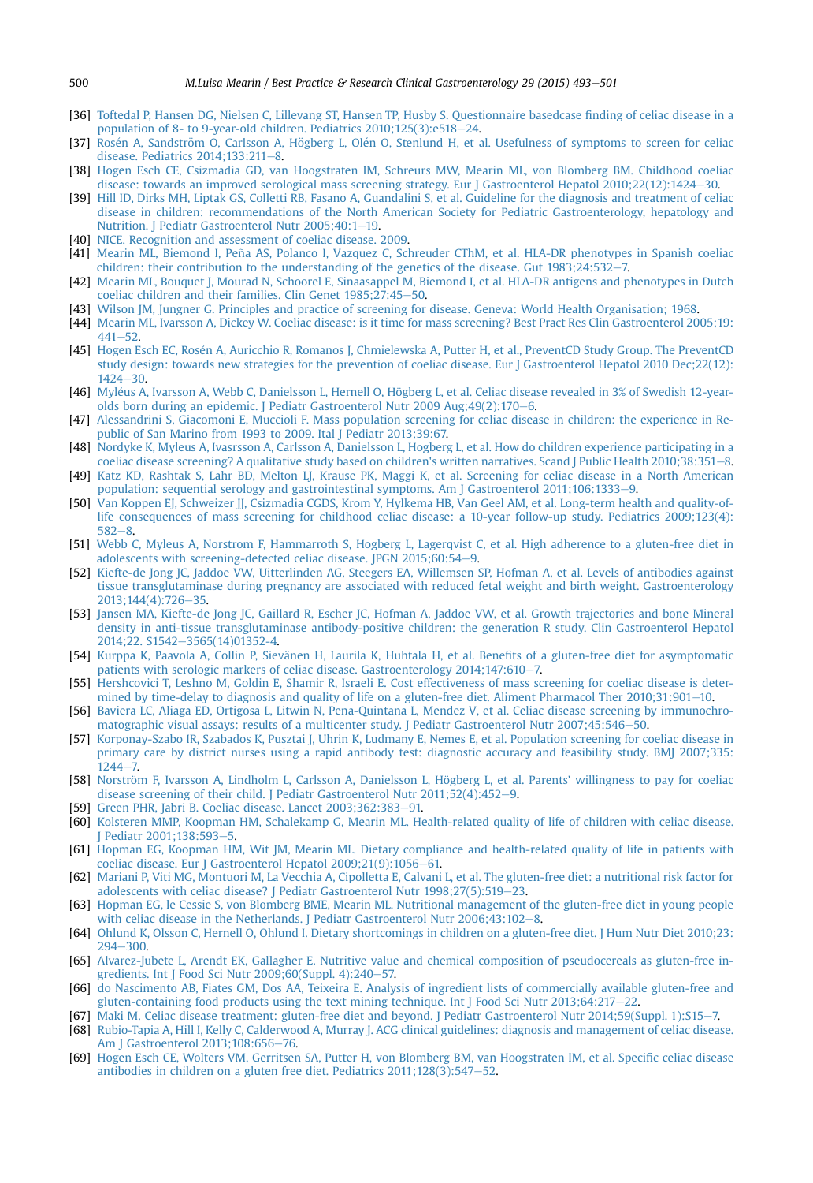[36] Toftedal P, Hansen DG, Nielsen C, Lillevang ST, Hansen TP, Husby S. Questionnaire basedcase finding of celiac disease in a population of 8- to 9-year-old children. Pediatrics 2010;125(3):e518–24.

[37] Rosén A, Sandström O, Carlsson A, Högberg L, Olén O, Stenlund H, et al. Usefulness of symptoms to screen for celiac disease. Pediatrics 2014;133:211–8.

[38] Hogen Esch CE, Csizmadia GD, van Hoogstraten IM, Schreurs MW, Mearin ML, von Blomberg BM. Childhood coeliac disease: towards an improved serological mass screening strategy. Eur J Gastroenterol Hepatol 2010;22(12):1424–30.

[39] Hill ID, Dirks MH, Liptak GS, Colletti RB, Fasano A, Guandalini S, et al. Guideline for the diagnosis and treatment of celiac disease in children: recommendations of the North American Society for Pediatric Gastroenterology, hepatology and Nutrition. J Pediatr Gastroenterol Nutr 2005;40:1–19.

[40] NICE. Recognition and assessment of coeliac disease. 2009.

[41] Mearin ML, Biemond I, Peña AS, Polanco I, Vazquez C, Schreuder CThM, et al. HLA-DR phenotypes in Spanish coeliac children: their contribution to the understanding of the genetics of the disease. Gut 1983;24:532–7.

[42] Mearin ML, Bouquet J, Mourad N, Schoorel E, Sinaasappel M, Biemond I, et al. HLA-DR antigens and phenotypes in Dutch coeliac children and their families. Clin Genet 1985;27:45–50.

[43] Wilson JM, Jungner G. Principles and practice of screening for disease. Geneva: World Health Organisation; 1968.

[44] Mearin ML, Ivarsson A, Dickey W. Coeliac disease: is it time for mass screening? Best Pract Res Clin Gastroenterol 2005;19:441–52.

[45] Hogen Esch EC, Rosén A, Auricchio R, Romanos J, Chmielewska A, Putter H, et al., PreventCD Study Group. The PreventCD study design: towards new strategies for the prevention of coeliac disease. Eur J Gastroenterol Hepatol 2010 Dec;22(12):1424–30.

[46] Myléus A, Ivarsson A, Webb C, Danielsson L, Hernell O, Högberg L, et al. Celiac disease revealed in 3% of Swedish 12-year-olds born during an epidemic. J Pediatr Gastroenterol Nutr 2009 Aug;49(2):170–6.

[47] Alessandrini S, Giacomoni E, Muccioli F. Mass population screening for celiac disease in children: the experience in Republic of San Marino from 1993 to 2009. Ital J Pediatr 2013;39:67.

[48] Nordyke K, Myleus A, Ivarsson A, Carlsson A, Danielsson L, Hogberg L, et al. How do children experience participating in a coeliac disease screening? A qualitative study based on children's written narratives. Scand J Public Health 2010;38:351–8.

[49] Katz KD, Rashtak S, Lahr BD, Melton LJ, Krause PK, Maggi K, et al. Screening for celiac disease in a North American population: sequential serology and gastrointestinal symptoms. Am J Gastroenterol 2011;106:1333–9.

[50] Van Koppen EJ, Schweizer JJ, Csizmadia CGDS, Krom Y, Hylkema HB, Van Geel AM, et al. Long-term health and quality-of-life consequences of mass screening for childhood celiac disease: a 10-year follow-up study. Pediatrics 2009;123(4):582–8.

[51] Webb C, Myleus A, Norstrom F, Hammarroth S, Hogberg L, Lagerqvist C, et al. High adherence to a gluten-free diet in adolescents with screening-detected celiac disease. JPGN 2015;60:54–9.

[52] Kiefte-de Jong JC, Jaddoe VW, Uitterlinden AG, Steegers EA, Willemsen SP, Hofman A, et al. Levels of antibodies against tissue transglutaminase during pregnancy are associated with reduced fetal weight and birth weight. Gastroenterology 2013;144(4):726–35.

[53] Jansen MA, Kiefte-de Jong JC, Gaillard R, Escher JC, Hofman A, Jaddoe VW, et al. Growth trajectories and bone Mineral density in anti-tissue transglutaminase antibody-positive children: the generation R study. Clin Gastroenterol Hepatol 2014;22. S1542–3565(14)01352-4.

[54] Kurppa K, Paavola A, Collin P, Sievänen H, Laurila K, Huhtala H, et al. Benefits of a gluten-free diet for asymptomatic patients with serologic markers of celiac disease. Gastroenterology 2014;147:610–7.

[55] Hershcovici T, Leshno M, Goldin E, Shamir R, Israeli E. Cost effectiveness of mass screening for coeliac disease is determined by time-delay to diagnosis and quality of life on a gluten-free diet. Aliment Pharmacol Ther 2010;31:901–10.

[56] Baviera LC, Aliaga ED, Ortigosa L, Litwin N, Pena-Quintana L, Mendez V, et al. Celiac disease screening by immunochromatographic visual assays: results of a multicenter study. J Pediatr Gastroenterol Nutr 2007;45:546–50.

[57] Korponay-Szabo IR, Szabados K, Pusztai J, Uhrin K, Ludmany E, Nemes E, et al. Population screening for coeliac disease in primary care by district nurses using a rapid antibody test: diagnostic accuracy and feasibility study. BMJ 2007;335:1244–7.

[58] Norström F, Ivarsson A, Lindholm L, Carlsson A, Danielsson L, Högberg L, et al. Parents' willingness to pay for coeliac disease screening of their child. J Pediatr Gastroenterol Nutr 2011;52(4):452–9.

[59] Green PHR, Jabri B. Coeliac disease. Lancet 2003;362:383–91.

[60] Kolsteren MMP, Koopman HM, Schalekamp G, Mearin ML. Health-related quality of life of children with celiac disease. J Pediatr 2001;138:593–5.

[61] Hopman EG, Koopman HM, Wit JM, Mearin ML. Dietary compliance and health-related quality of life in patients with coeliac disease. Eur J Gastroenterol Hepatol 2009;21(9):1056–61.

[62] Mariani P, Viti MG, Montuori M, La Vecchia A, Cipolletta E, Calvani L, et al. The gluten-free diet: a nutritional risk factor for adolescents with celiac disease? J Pediatr Gastroenterol Nutr 1998;27(5):519–23.

[63] Hopman EG, le Cessie S, von Blomberg BME, Mearin ML. Nutritional management of the gluten-free diet in young people with celiac disease in the Netherlands. J Pediatr Gastroenterol Nutr 2006;43:102–8.

[64] Ohlund K, Olsson C, Hernell O, Ohlund I. Dietary shortcomings in children on a gluten-free diet. J Hum Nutr Diet 2010;23:294–300.

[65] Alvarez-Jubete L, Arendt EK, Gallagher E. Nutritive value and chemical composition of pseudocereals as gluten-free ingredients. Int J Food Sci Nutr 2009;60(Suppl. 4):240–57.

[66] do Nascimento AB, Fiates GM, Dos AA, Teixeira E. Analysis of ingredient lists of commercially available gluten-free and gluten-containing food products using the text mining technique. Int J Food Sci Nutr 2013;64:217–22.

[67] Maki M. Celiac disease treatment: gluten-free diet and beyond. J Pediatr Gastroenterol Nutr 2014;59(Suppl. 1):S15–7.

[68] Rubio-Tapia A, Hill I, Kelly C, Calderwood A, Murray J. ACG clinical guidelines: diagnosis and management of celiac disease. Am J Gastroenterol 2013;108:656–76.

[69] Hogen Esch CE, Wolters VM, Gerritsen SA, Putter H, von Blomberg BM, van Hoogstraten IM, et al. Specific celiac disease antibodies in children on a gluten free diet. Pediatrics 2011;128(3):547–52.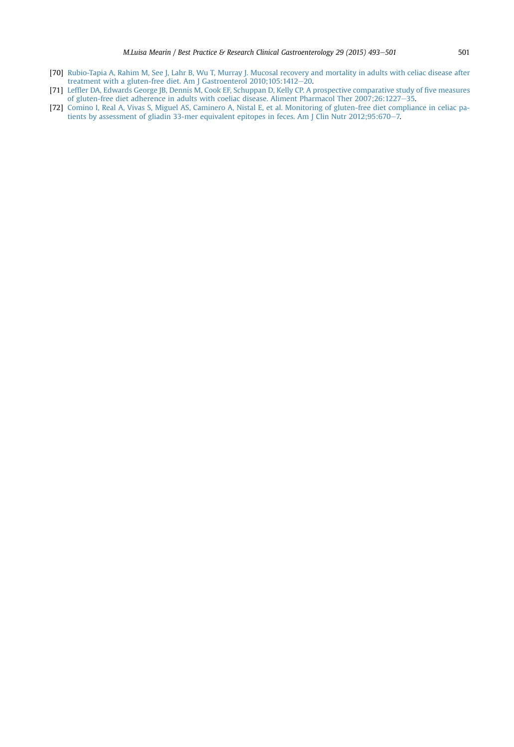[70] Rubio-Tapia A, Rahim M, See J, Lahr B, Wu T, Murray J. Mucosal recovery and mortality in adults with celiac disease after treatment with a gluten-free diet. Am J Gastroenterol 2010;105:1412–20.

[71] Leffler DA, Edwards George JB, Dennis M, Cook EF, Schuppan D, Kelly CP. A prospective comparative study of five measures of gluten-free diet adherence in adults with coeliac disease. Aliment Pharmacol Ther 2007;26:1227–35.

[72] Comino I, Real A, Vivas S, Miguel AS, Caminero A, Nistal E, et al. Monitoring of gluten-free diet compliance in celiac patients by assessment of gliadin 33-mer equivalent epitopes in feces. Am J Clin Nutr 2012;95:670–7.